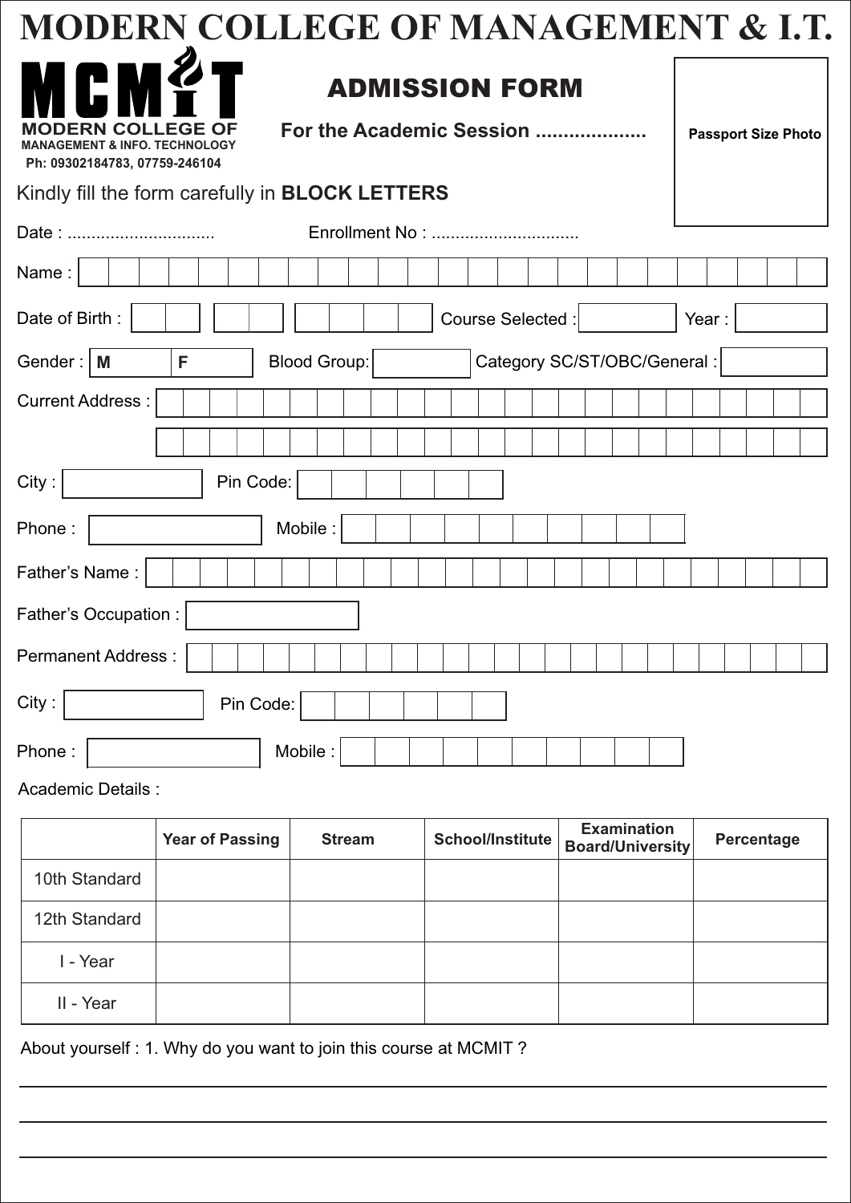# MODERN COLLEGE OF MANAGEMENT & I.T.

**MCMIT**
**MODERN COLLEGE OF**
**MANAGEMENT & INFO. TECHNOLOGY**
**Ph: 09302184783, 07759-246104**

## ADMISSION FORM

**For the Academic Session ....................**

**Passport Size Photo**

Kindly fill the form carefully in **BLOCK LETTERS**

Date : ..............................  Enrollment No : ..............................

Name :

Date of Birth :  Course Selected :  Year :

Gender : **M** **F**  Blood Group:  Category SC/ST/OBC/General :

Current Address :

City :  Pin Code:

Phone :  Mobile :

Father's Name :

Father's Occupation :

Permanent Address :

City :  Pin Code:

Phone :  Mobile :

Academic Details :

| | Year of Passing | Stream | School/Institute | Examination Board/University | Percentage |
|---|---|---|---|---|---|
| 10th Standard | | | | | |
| 12th Standard | | | | | |
| I - Year | | | | | |
| II - Year | | | | | |

About yourself : 1. Why do you want to join this course at MCMIT ?

______________________________________________

______________________________________________

______________________________________________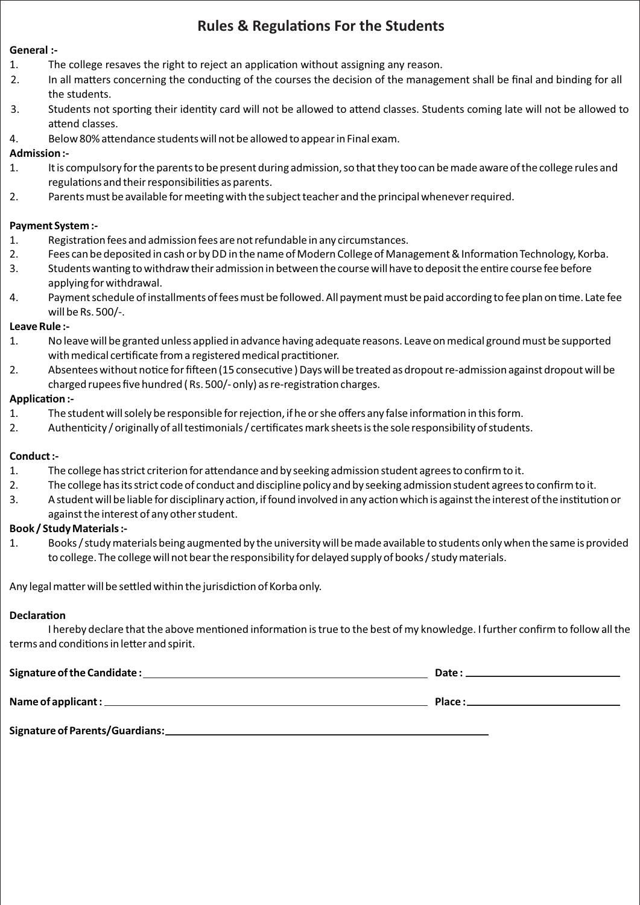# Rules & Regulations For the Students

**General :-**

1. The college resaves the right to reject an application without assigning any reason.
2. In all matters concerning the conducting of the courses the decision of the management shall be final and binding for all the students.
3. Students not sporting their identity card will not be allowed to attend classes. Students coming late will not be allowed to attend classes.
4. Below 80% attendance students will not be allowed to appear in Final exam.

**Admission :-**

1. It is compulsory for the parents to be present during admission, so that they too can be made aware of the college rules and regulations and their responsibilities as parents.
2. Parents must be available for meeting with the subject teacher and the principal whenever required.

**Payment System :-**

1. Registration fees and admission fees are not refundable in any circumstances.
2. Fees can be deposited in cash or by DD in the name of Modern College of Management & Information Technology, Korba.
3. Students wanting to withdraw their admission in between the course will have to deposit the entire course fee before applying for withdrawal.
4. Payment schedule of installments of fees must be followed. All payment must be paid according to fee plan on time. Late fee will be Rs. 500/-.

**Leave Rule :-**

1. No leave will be granted unless applied in advance having adequate reasons. Leave on medical ground must be supported with medical certificate from a registered medical practitioner.
2. Absentees without notice for fifteen (15 consecutive ) Days will be treated as dropout re-admission against dropout will be charged rupees five hundred ( Rs. 500/- only) as re-registration charges.

**Application :-**

1. The student will solely be responsible for rejection, if he or she offers any false information in this form.
2. Authenticity / originally of all testimonials / certificates mark sheets is the sole responsibility of students.

**Conduct :-**

1. The college has strict criterion for attendance and by seeking admission student agrees to confirm to it.
2. The college has its strict code of conduct and discipline policy and by seeking admission student agrees to confirm to it.
3. A student will be liable for disciplinary action, if found involved in any action which is against the interest of the institution or against the interest of any other student.

**Book / Study Materials :-**

1. Books / study materials being augmented by the university will be made available to students only when the same is provided to college. The college will not bear the responsibility for delayed supply of books / study materials.

Any legal matter will be settled within the jurisdiction of Korba only.

**Declaration**

I hereby declare that the above mentioned information is true to the best of my knowledge. I further confirm to follow all the terms and conditions in letter and spirit.

**Signature of the Candidate :** ______________________ **Date :** ______________

**Name of applicant :** ______________________ **Place :** ______________

**Signature of Parents/Guardians:** ______________________